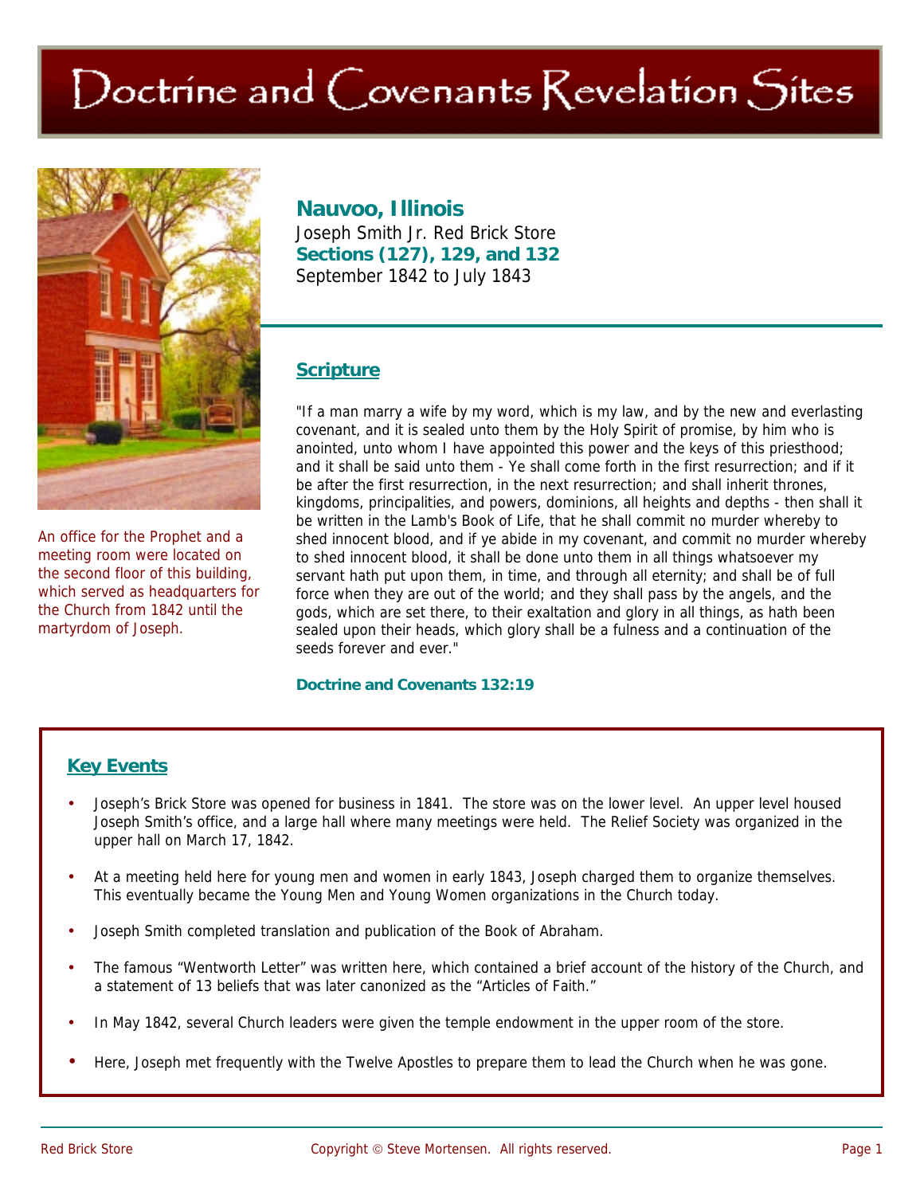# Doctrine and Covenants Revelation Sites

An office for the Prophet and a meeting room were located on the second floor of this building, which served as headquarters for the Church from 1842 until the martyrdom of Joseph.

## Nauvoo, Illinois

Joseph Smith Jr. Red Brick Store

**Sections (127), 129, and 132**

September 1842 to July 1843

## Scripture

"If a man marry a wife by my word, which is my law, and by the new and everlasting covenant, and it is sealed unto them by the Holy Spirit of promise, by him who is anointed, unto whom I have appointed this power and the keys of this priesthood; and it shall be said unto them - Ye shall come forth in the first resurrection; and if it be after the first resurrection, in the next resurrection; and shall inherit thrones, kingdoms, principalities, and powers, dominions, all heights and depths - then shall it be written in the Lamb's Book of Life, that he shall commit no murder whereby to shed innocent blood, and if ye abide in my covenant, and commit no murder whereby to shed innocent blood, it shall be done unto them in all things whatsoever my servant hath put upon them, in time, and through all eternity; and shall be of full force when they are out of the world; and they shall pass by the angels, and the gods, which are set there, to their exaltation and glory in all things, as hath been sealed upon their heads, which glory shall be a fulness and a continuation of the seeds forever and ever."

**Doctrine and Covenants 132:19**

## Key Events

- Joseph's Brick Store was opened for business in 1841. The store was on the lower level. An upper level housed Joseph Smith's office, and a large hall where many meetings were held. The Relief Society was organized in the upper hall on March 17, 1842.
- At a meeting held here for young men and women in early 1843, Joseph charged them to organize themselves. This eventually became the Young Men and Young Women organizations in the Church today.
- Joseph Smith completed translation and publication of the Book of Abraham.
- The famous "Wentworth Letter" was written here, which contained a brief account of the history of the Church, and a statement of 13 beliefs that was later canonized as the "Articles of Faith."
- In May 1842, several Church leaders were given the temple endowment in the upper room of the store.
- Here, Joseph met frequently with the Twelve Apostles to prepare them to lead the Church when he was gone.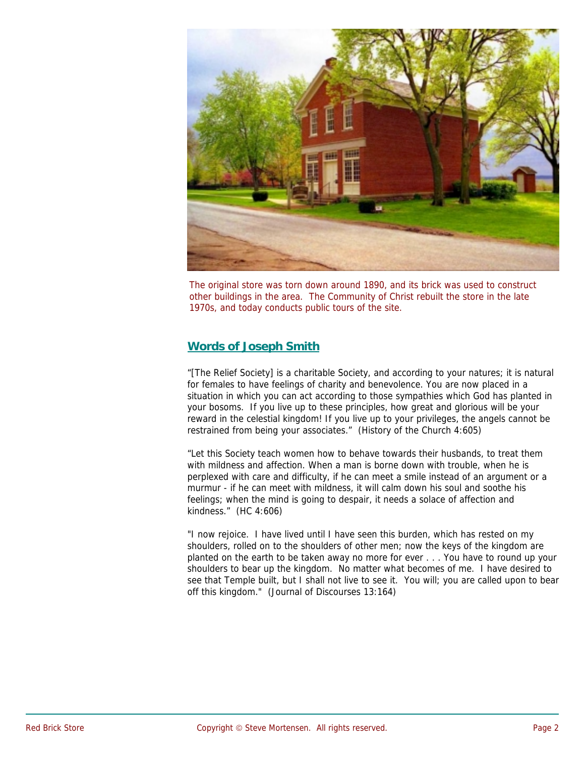The original store was torn down around 1890, and its brick was used to construct other buildings in the area. The Community of Christ rebuilt the store in the late 1970s, and today conducts public tours of the site.

## Words of Joseph Smith

"[The Relief Society] is a charitable Society, and according to your natures; it is natural for females to have feelings of charity and benevolence. You are now placed in a situation in which you can act according to those sympathies which God has planted in your bosoms. If you live up to these principles, how great and glorious will be your reward in the celestial kingdom! If you live up to your privileges, the angels cannot be restrained from being your associates." (History of the Church 4:605)

"Let this Society teach women how to behave towards their husbands, to treat them with mildness and affection. When a man is borne down with trouble, when he is perplexed with care and difficulty, if he can meet a smile instead of an argument or a murmur - if he can meet with mildness, it will calm down his soul and soothe his feelings; when the mind is going to despair, it needs a solace of affection and kindness." (HC 4:606)

"I now rejoice. I have lived until I have seen this burden, which has rested on my shoulders, rolled on to the shoulders of other men; now the keys of the kingdom are planted on the earth to be taken away no more for ever . . . You have to round up your shoulders to bear up the kingdom. No matter what becomes of me. I have desired to see that Temple built, but I shall not live to see it. You will; you are called upon to bear off this kingdom." (Journal of Discourses 13:164)